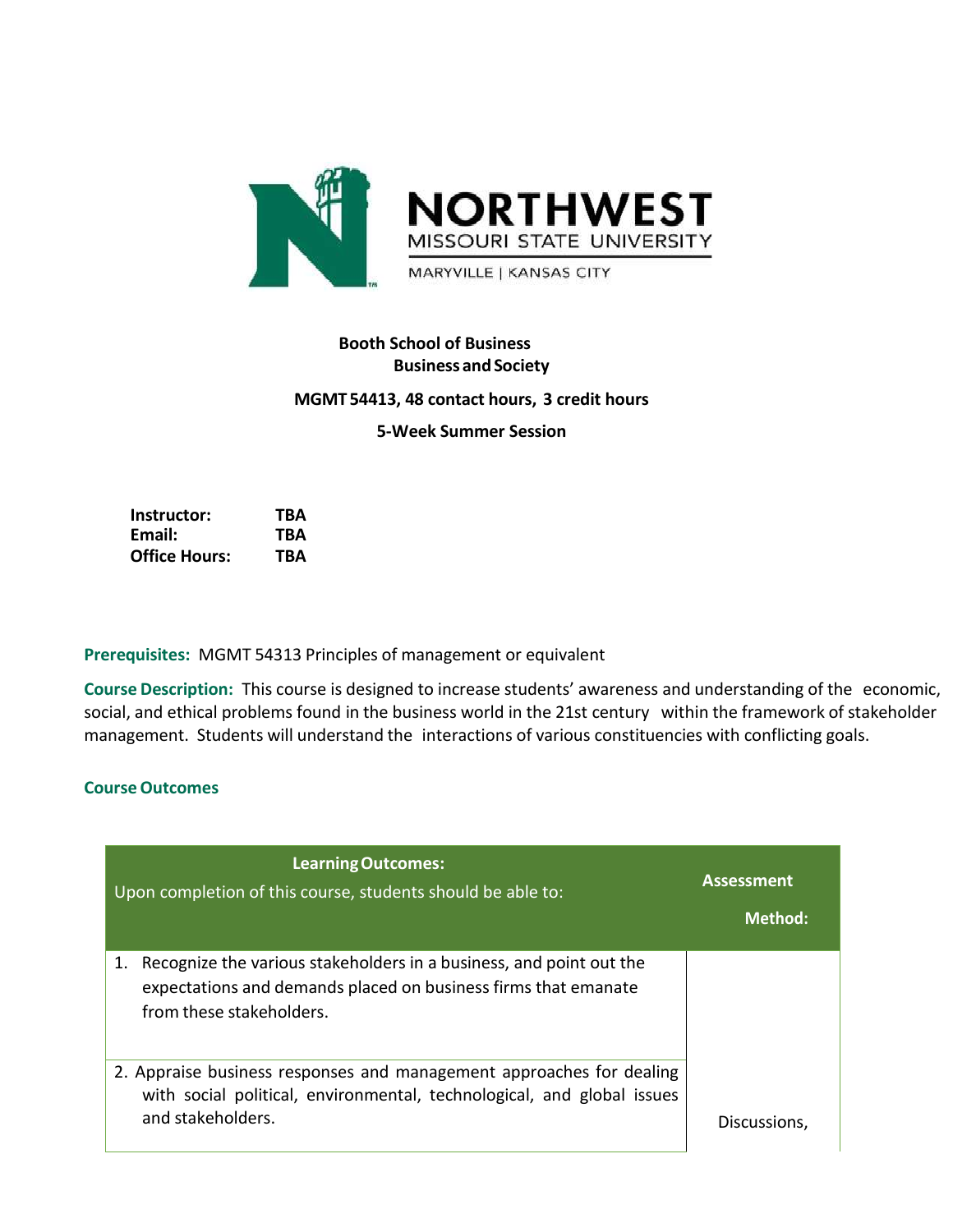NORTHWEST
MISSOURI STATE UNIVERSITY
MARYVILLE | KANSAS CITY

**Booth School of Business**
**Business and Society**

**MGMT 54413, 48 contact hours, 3 credit hours**

**5-Week Summer Session**

**Instructor:** TBA
**Email:** TBA
**Office Hours:** TBA

**Prerequisites:** MGMT 54313 Principles of management or equivalent

**Course Description:** This course is designed to increase students' awareness and understanding of the economic, social, and ethical problems found in the business world in the 21st century within the framework of stakeholder management. Students will understand the interactions of various constituencies with conflicting goals.

## Course Outcomes

| **Learning Outcomes:** Upon completion of this course, students should be able to: | **Assessment Method:** |
| --- | --- |
| 1. Recognize the various stakeholders in a business, and point out the expectations and demands placed on business firms that emanate from these stakeholders. | |
| 2. Appraise business responses and management approaches for dealing with social political, environmental, technological, and global issues and stakeholders. | Discussions, |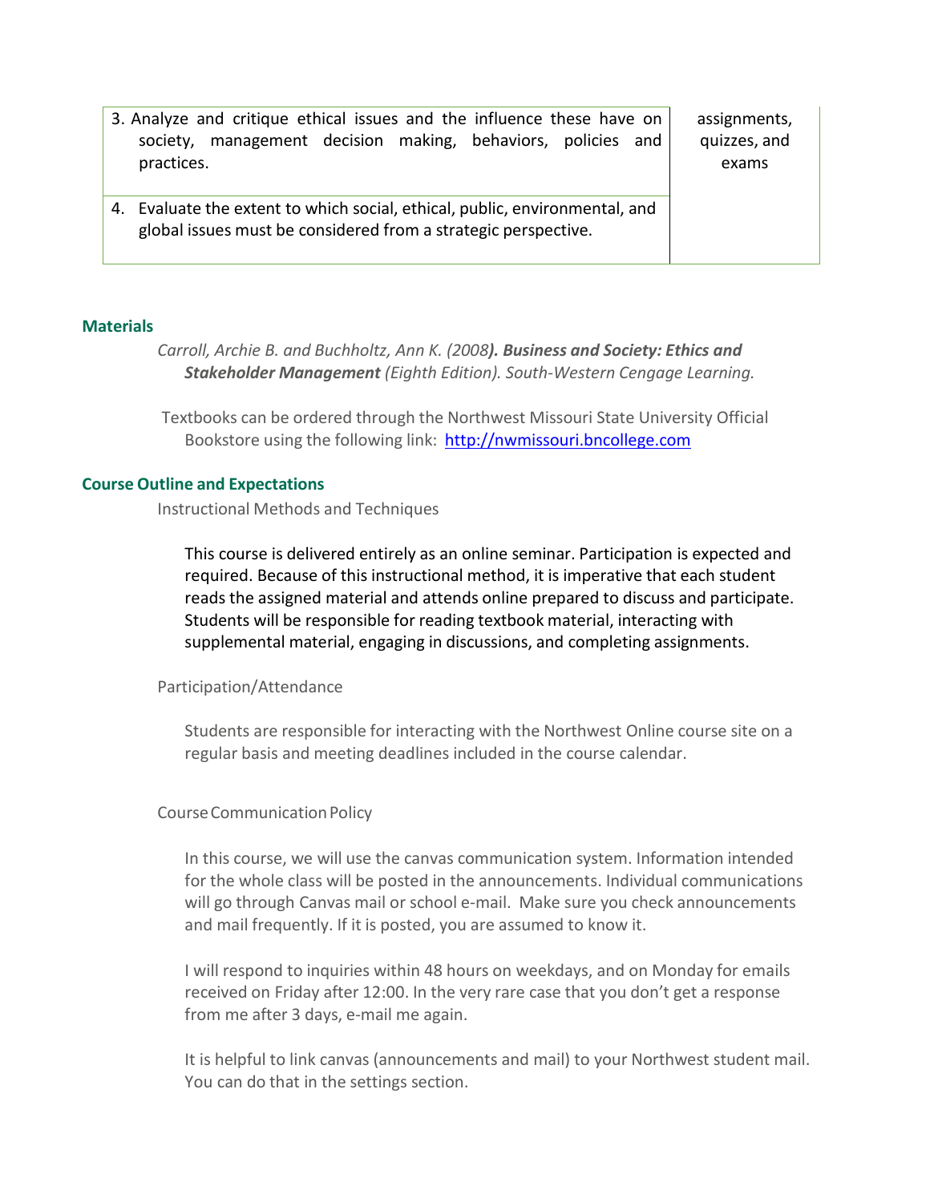| | |
|---|---|
| 3. Analyze and critique ethical issues and the influence these have on society, management decision making, behaviors, policies and practices. | assignments, quizzes, and exams |
| 4. Evaluate the extent to which social, ethical, public, environmental, and global issues must be considered from a strategic perspective. | |

## Materials

*Carroll, Archie B. and Buchholtz, Ann K. (2008). **Business and Society: Ethics and Stakeholder Management** (Eighth Edition). South-Western Cengage Learning.*

Textbooks can be ordered through the Northwest Missouri State University Official Bookstore using the following link: http://nwmissouri.bncollege.com

## Course Outline and Expectations

Instructional Methods and Techniques

This course is delivered entirely as an online seminar. Participation is expected and required. Because of this instructional method, it is imperative that each student reads the assigned material and attends online prepared to discuss and participate. Students will be responsible for reading textbook material, interacting with supplemental material, engaging in discussions, and completing assignments.

Participation/Attendance

Students are responsible for interacting with the Northwest Online course site on a regular basis and meeting deadlines included in the course calendar.

Course Communication Policy

In this course, we will use the canvas communication system. Information intended for the whole class will be posted in the announcements. Individual communications will go through Canvas mail or school e-mail. Make sure you check announcements and mail frequently. If it is posted, you are assumed to know it.

I will respond to inquiries within 48 hours on weekdays, and on Monday for emails received on Friday after 12:00. In the very rare case that you don't get a response from me after 3 days, e-mail me again.

It is helpful to link canvas (announcements and mail) to your Northwest student mail. You can do that in the settings section.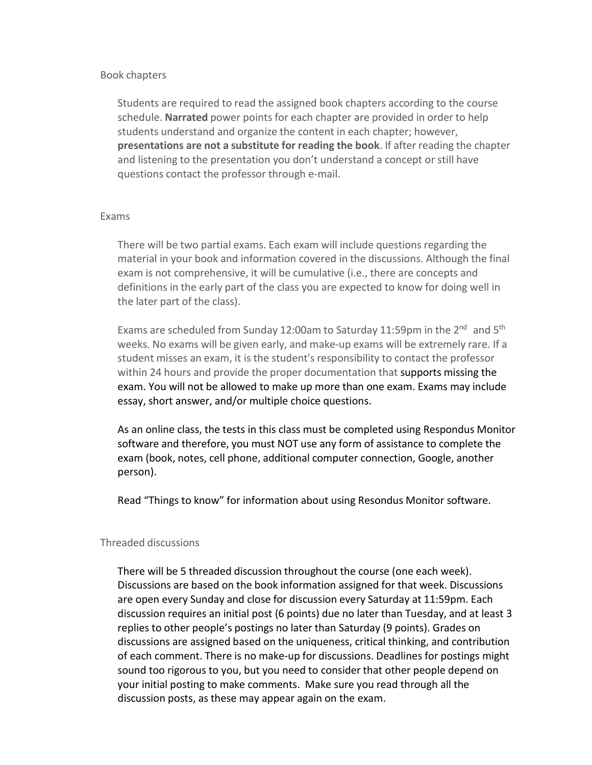## Book chapters

Students are required to read the assigned book chapters according to the course schedule. **Narrated** power points for each chapter are provided in order to help students understand and organize the content in each chapter; however, **presentations are not a substitute for reading the book**. If after reading the chapter and listening to the presentation you don't understand a concept or still have questions contact the professor through e-mail.

## Exams

There will be two partial exams. Each exam will include questions regarding the material in your book and information covered in the discussions. Although the final exam is not comprehensive, it will be cumulative (i.e., there are concepts and definitions in the early part of the class you are expected to know for doing well in the later part of the class).

Exams are scheduled from Sunday 12:00am to Saturday 11:59pm in the 2nd and 5th weeks. No exams will be given early, and make-up exams will be extremely rare. If a student misses an exam, it is the student's responsibility to contact the professor within 24 hours and provide the proper documentation that supports missing the exam. You will not be allowed to make up more than one exam. Exams may include essay, short answer, and/or multiple choice questions.

As an online class, the tests in this class must be completed using Respondus Monitor software and therefore, you must NOT use any form of assistance to complete the exam (book, notes, cell phone, additional computer connection, Google, another person).

Read "Things to know" for information about using Resondus Monitor software.

## Threaded discussions

There will be 5 threaded discussion throughout the course (one each week). Discussions are based on the book information assigned for that week. Discussions are open every Sunday and close for discussion every Saturday at 11:59pm. Each discussion requires an initial post (6 points) due no later than Tuesday, and at least 3 replies to other people's postings no later than Saturday (9 points). Grades on discussions are assigned based on the uniqueness, critical thinking, and contribution of each comment. There is no make-up for discussions. Deadlines for postings might sound too rigorous to you, but you need to consider that other people depend on your initial posting to make comments. Make sure you read through all the discussion posts, as these may appear again on the exam.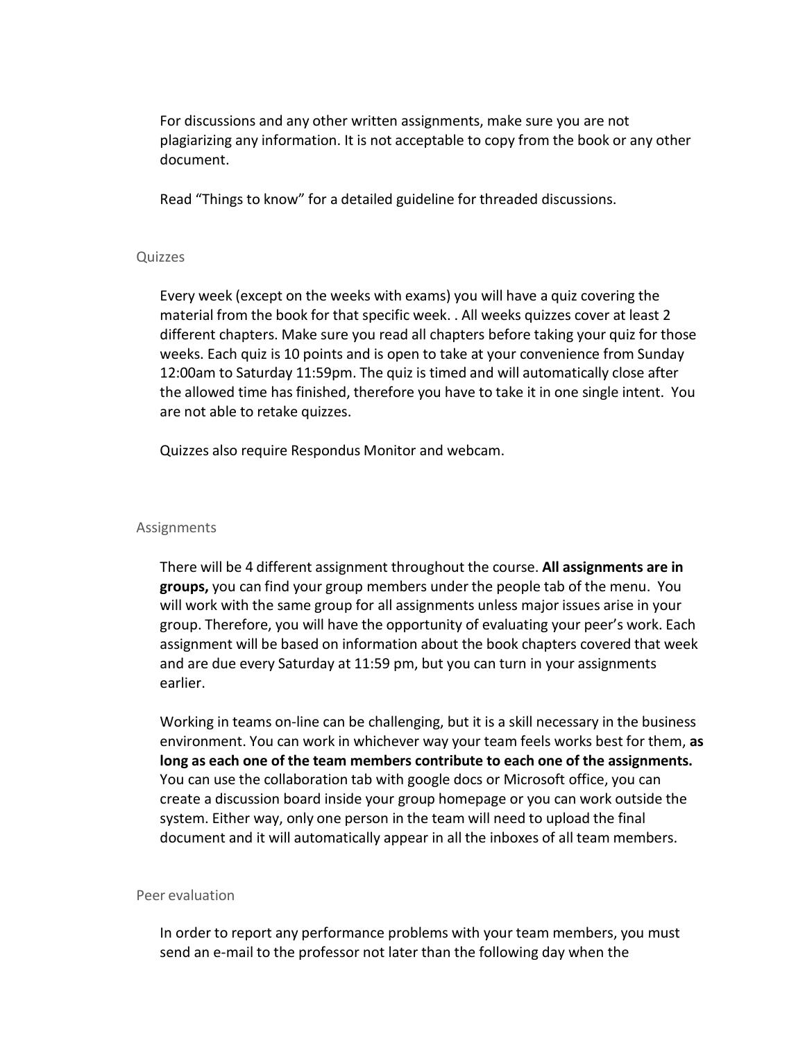For discussions and any other written assignments, make sure you are not plagiarizing any information. It is not acceptable to copy from the book or any other document.

Read "Things to know" for a detailed guideline for threaded discussions.

### Quizzes

Every week (except on the weeks with exams) you will have a quiz covering the material from the book for that specific week. . All weeks quizzes cover at least 2 different chapters. Make sure you read all chapters before taking your quiz for those weeks. Each quiz is 10 points and is open to take at your convenience from Sunday 12:00am to Saturday 11:59pm. The quiz is timed and will automatically close after the allowed time has finished, therefore you have to take it in one single intent. You are not able to retake quizzes.

Quizzes also require Respondus Monitor and webcam.

### Assignments

There will be 4 different assignment throughout the course. **All assignments are in groups,** you can find your group members under the people tab of the menu. You will work with the same group for all assignments unless major issues arise in your group. Therefore, you will have the opportunity of evaluating your peer's work. Each assignment will be based on information about the book chapters covered that week and are due every Saturday at 11:59 pm, but you can turn in your assignments earlier.

Working in teams on-line can be challenging, but it is a skill necessary in the business environment. You can work in whichever way your team feels works best for them, **as long as each one of the team members contribute to each one of the assignments.** You can use the collaboration tab with google docs or Microsoft office, you can create a discussion board inside your group homepage or you can work outside the system. Either way, only one person in the team will need to upload the final document and it will automatically appear in all the inboxes of all team members.

### Peer evaluation

In order to report any performance problems with your team members, you must send an e-mail to the professor not later than the following day when the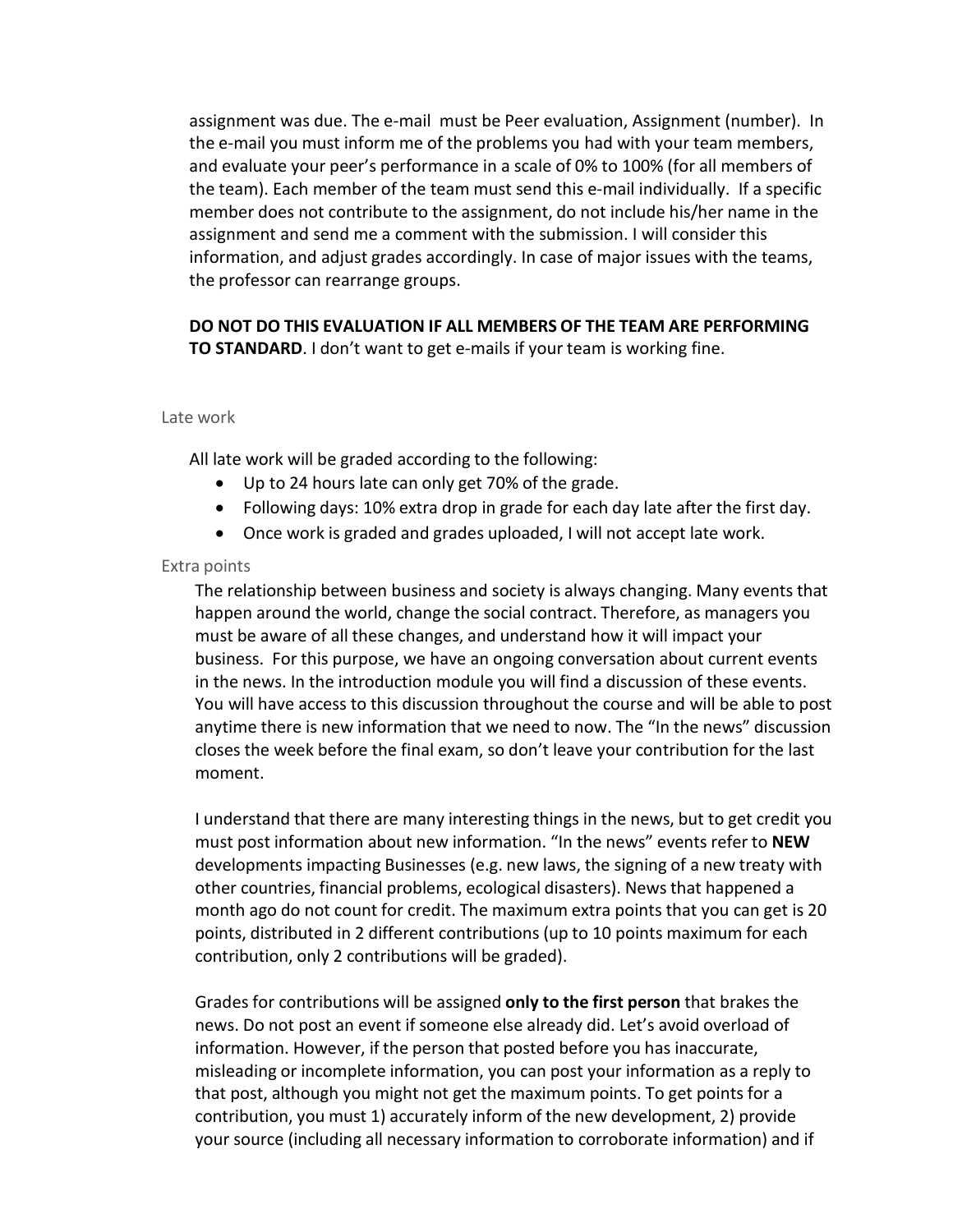assignment was due. The e-mail must be Peer evaluation, Assignment (number). In the e-mail you must inform me of the problems you had with your team members, and evaluate your peer's performance in a scale of 0% to 100% (for all members of the team). Each member of the team must send this e-mail individually. If a specific member does not contribute to the assignment, do not include his/her name in the assignment and send me a comment with the submission. I will consider this information, and adjust grades accordingly. In case of major issues with the teams, the professor can rearrange groups.

**DO NOT DO THIS EVALUATION IF ALL MEMBERS OF THE TEAM ARE PERFORMING TO STANDARD**. I don't want to get e-mails if your team is working fine.

### Late work

All late work will be graded according to the following:

- Up to 24 hours late can only get 70% of the grade.
- Following days: 10% extra drop in grade for each day late after the first day.
- Once work is graded and grades uploaded, I will not accept late work.

### Extra points

The relationship between business and society is always changing. Many events that happen around the world, change the social contract. Therefore, as managers you must be aware of all these changes, and understand how it will impact your business. For this purpose, we have an ongoing conversation about current events in the news. In the introduction module you will find a discussion of these events. You will have access to this discussion throughout the course and will be able to post anytime there is new information that we need to now. The "In the news" discussion closes the week before the final exam, so don't leave your contribution for the last moment.

I understand that there are many interesting things in the news, but to get credit you must post information about new information. "In the news" events refer to **NEW** developments impacting Businesses (e.g. new laws, the signing of a new treaty with other countries, financial problems, ecological disasters). News that happened a month ago do not count for credit. The maximum extra points that you can get is 20 points, distributed in 2 different contributions (up to 10 points maximum for each contribution, only 2 contributions will be graded).

Grades for contributions will be assigned **only to the first person** that brakes the news. Do not post an event if someone else already did. Let's avoid overload of information. However, if the person that posted before you has inaccurate, misleading or incomplete information, you can post your information as a reply to that post, although you might not get the maximum points. To get points for a contribution, you must 1) accurately inform of the new development, 2) provide your source (including all necessary information to corroborate information) and if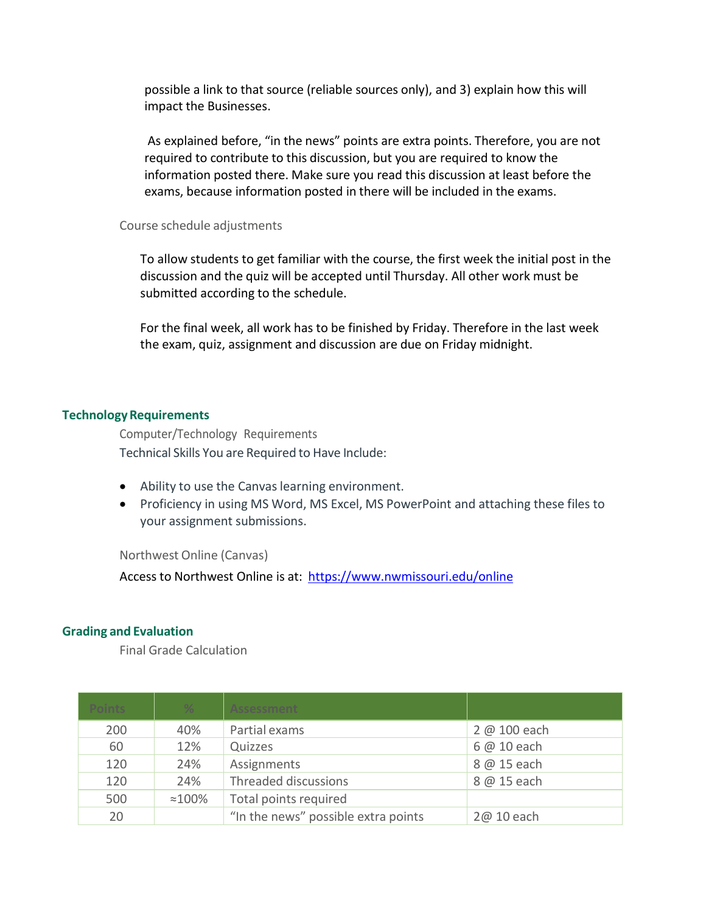possible a link to that source (reliable sources only), and 3) explain how this will impact the Businesses.

As explained before, "in the news" points are extra points. Therefore, you are not required to contribute to this discussion, but you are required to know the information posted there. Make sure you read this discussion at least before the exams, because information posted in there will be included in the exams.

### Course schedule adjustments

To allow students to get familiar with the course, the first week the initial post in the discussion and the quiz will be accepted until Thursday. All other work must be submitted according to the schedule.

For the final week, all work has to be finished by Friday. Therefore in the last week the exam, quiz, assignment and discussion are due on Friday midnight.

## Technology Requirements

### Computer/Technology Requirements

Technical Skills You are Required to Have Include:

- Ability to use the Canvas learning environment.
- Proficiency in using MS Word, MS Excel, MS PowerPoint and attaching these files to your assignment submissions.

### Northwest Online (Canvas)

Access to Northwest Online is at: https://www.nwmissouri.edu/online

## Grading and Evaluation

### Final Grade Calculation

| Points | % | Assessment | |
|---|---|---|---|
| 200 | 40% | Partial exams | 2 @ 100 each |
| 60 | 12% | Quizzes | 6 @ 10 each |
| 120 | 24% | Assignments | 8 @ 15 each |
| 120 | 24% | Threaded discussions | 8 @ 15 each |
| 500 | ≈100% | Total points required | |
| 20 | | "In the news" possible extra points | 2@ 10 each |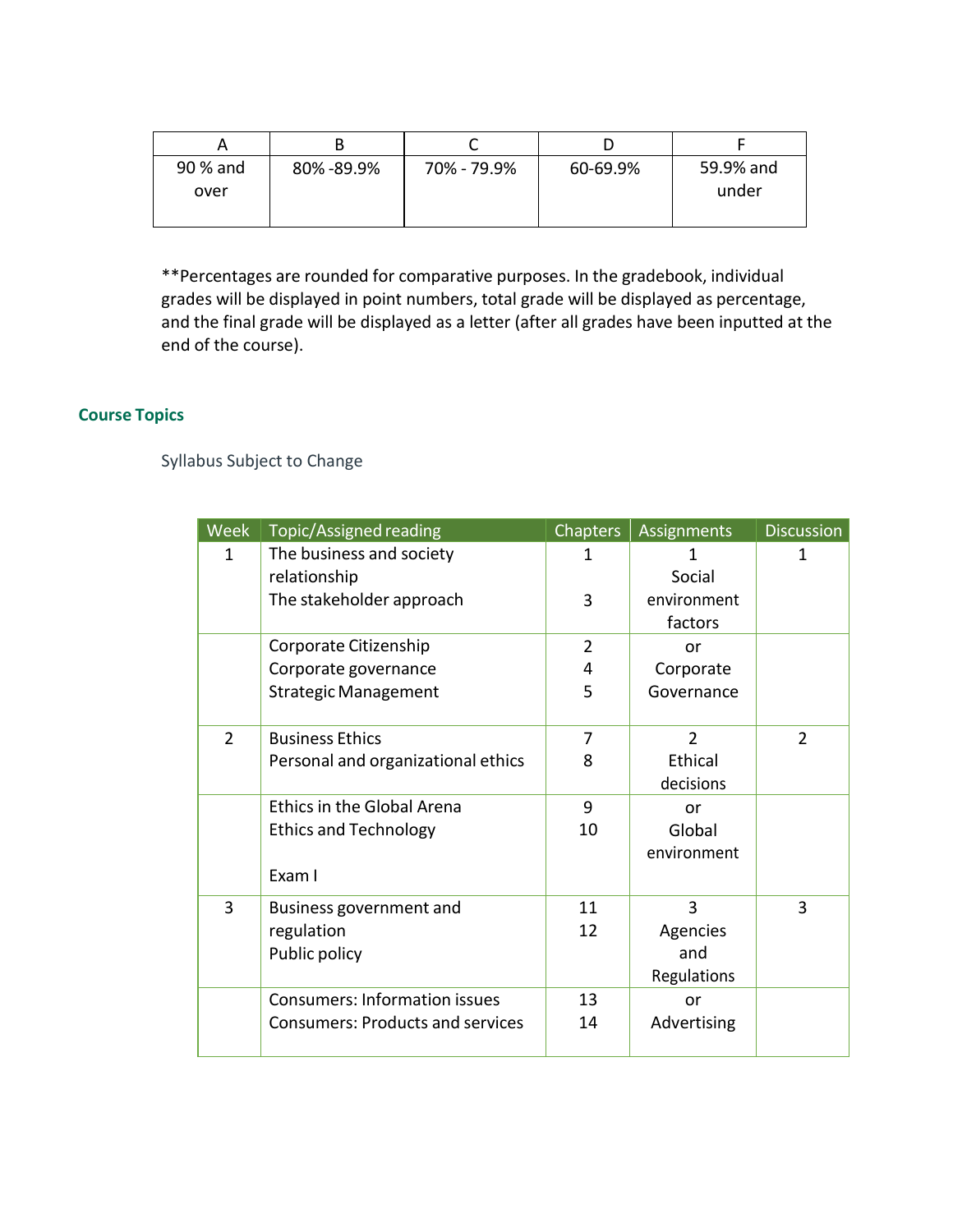| A | B | C | D | F |
|---|---|---|---|---|
| 90 % and over | 80% -89.9% | 70% - 79.9% | 60-69.9% | 59.9% and under |

**Percentages are rounded for comparative purposes. In the gradebook, individual grades will be displayed in point numbers, total grade will be displayed as percentage, and the final grade will be displayed as a letter (after all grades have been inputted at the end of the course).

## Course Topics

Syllabus Subject to Change

| Week | Topic/Assigned reading | Chapters | Assignments | Discussion |
|---|---|---|---|---|
| 1 | The business and society relationship<br>The stakeholder approach | 1<br><br>3 | 1<br>Social environment factors | 1 |
| | Corporate Citizenship<br>Corporate governance<br>Strategic Management | 2<br>4<br>5 | or<br>Corporate Governance | |
| 2 | Business Ethics<br>Personal and organizational ethics | 7<br>8 | 2<br>Ethical decisions | 2 |
| | Ethics in the Global Arena<br>Ethics and Technology<br><br>Exam I | 9<br>10 | or<br>Global environment | |
| 3 | Business government and regulation<br>Public policy | 11<br>12 | 3<br>Agencies and Regulations | 3 |
| | Consumers: Information issues<br>Consumers: Products and services | 13<br>14 | or<br>Advertising | |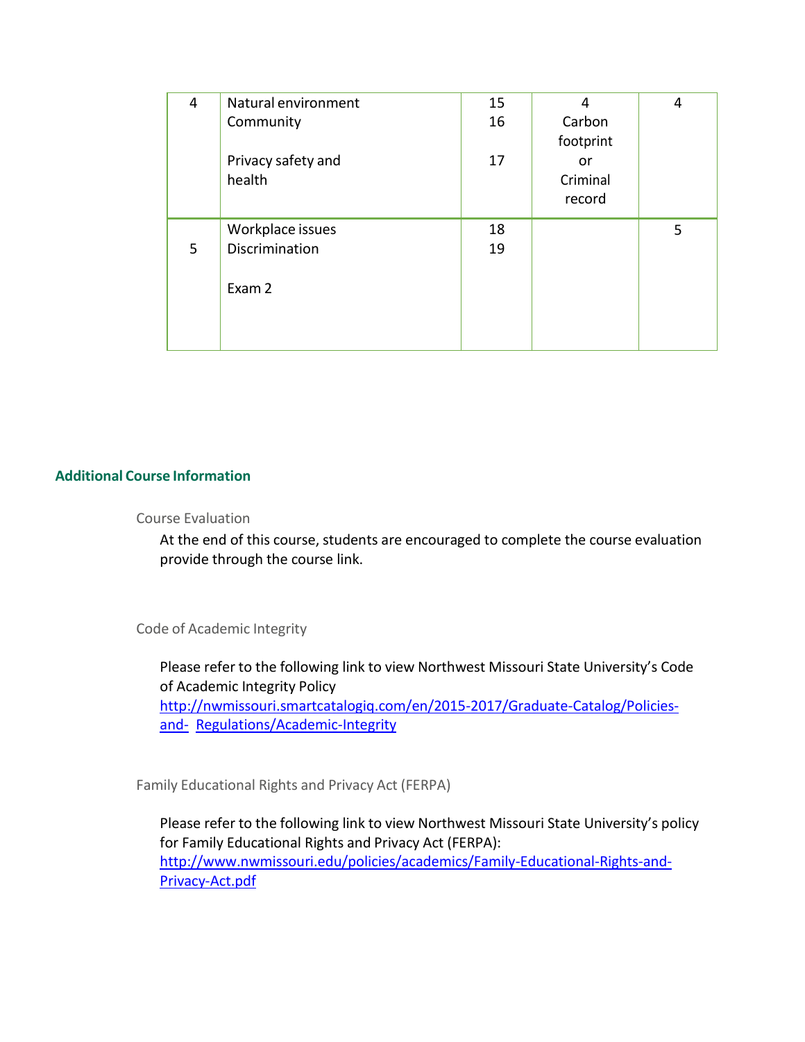| 4 | Natural environment<br>Community<br><br>Privacy safety and health | 15<br>16<br><br>17 | 4<br>Carbon footprint or Criminal record | 4 |
|---|---|---|---|---|
| 5 | Workplace issues<br>Discrimination<br><br>Exam 2 | 18<br>19 | | 5 |

## Additional Course Information

### Course Evaluation

At the end of this course, students are encouraged to complete the course evaluation provide through the course link.

### Code of Academic Integrity

Please refer to the following link to view Northwest Missouri State University's Code of Academic Integrity Policy
http://nwmissouri.smartcatalogiq.com/en/2015-2017/Graduate-Catalog/Policies-and- Regulations/Academic-Integrity

### Family Educational Rights and Privacy Act (FERPA)

Please refer to the following link to view Northwest Missouri State University's policy for Family Educational Rights and Privacy Act (FERPA):
http://www.nwmissouri.edu/policies/academics/Family-Educational-Rights-and-Privacy-Act.pdf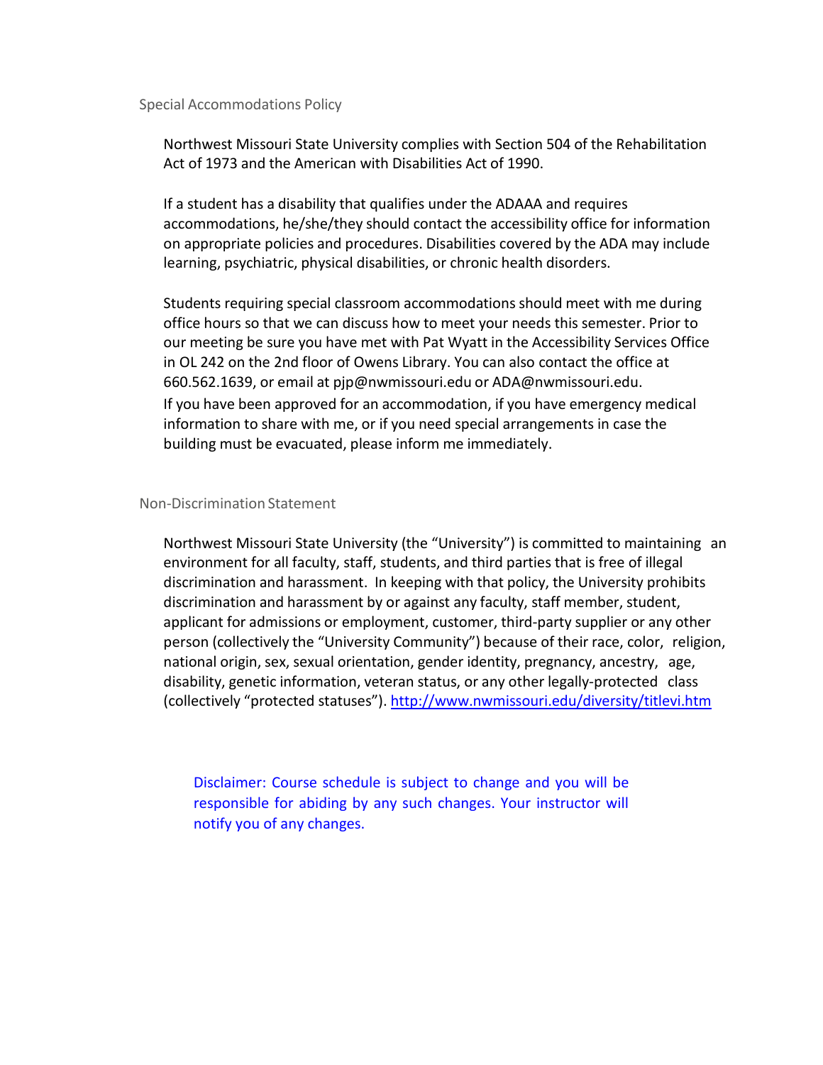## Special Accommodations Policy

Northwest Missouri State University complies with Section 504 of the Rehabilitation Act of 1973 and the American with Disabilities Act of 1990.

If a student has a disability that qualifies under the ADAAA and requires accommodations, he/she/they should contact the accessibility office for information on appropriate policies and procedures. Disabilities covered by the ADA may include learning, psychiatric, physical disabilities, or chronic health disorders.

Students requiring special classroom accommodations should meet with me during office hours so that we can discuss how to meet your needs this semester. Prior to our meeting be sure you have met with Pat Wyatt in the Accessibility Services Office in OL 242 on the 2nd floor of Owens Library. You can also contact the office at 660.562.1639, or email at pjp@nwmissouri.edu or ADA@nwmissouri.edu.
If you have been approved for an accommodation, if you have emergency medical information to share with me, or if you need special arrangements in case the building must be evacuated, please inform me immediately.

## Non-Discrimination Statement

Northwest Missouri State University (the "University") is committed to maintaining an environment for all faculty, staff, students, and third parties that is free of illegal discrimination and harassment. In keeping with that policy, the University prohibits discrimination and harassment by or against any faculty, staff member, student, applicant for admissions or employment, customer, third-party supplier or any other person (collectively the "University Community") because of their race, color, religion, national origin, sex, sexual orientation, gender identity, pregnancy, ancestry, age, disability, genetic information, veteran status, or any other legally-protected class (collectively "protected statuses"). http://www.nwmissouri.edu/diversity/titlevi.htm

Disclaimer: Course schedule is subject to change and you will be responsible for abiding by any such changes. Your instructor will notify you of any changes.